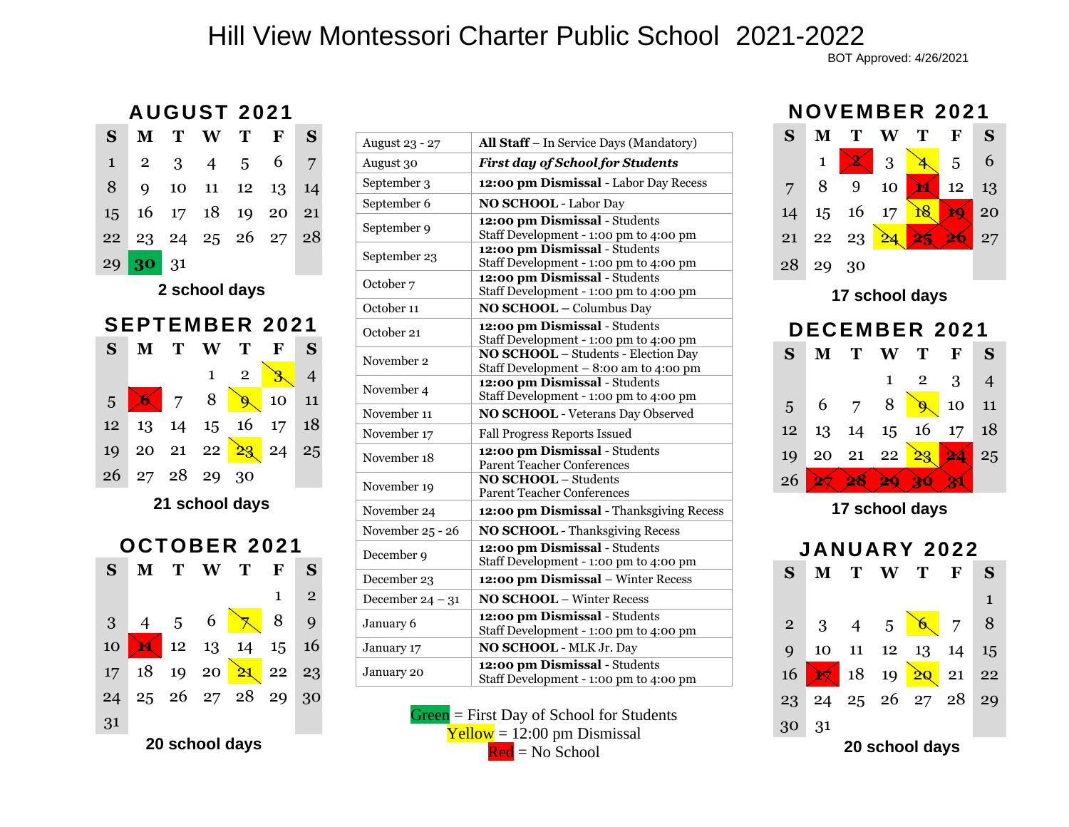# Hill View Montessori Charter Public School 2021-2022

BOT Approved: 4/26/2021

## AUGUST 2021

| S | M | T | W | T | F | S |
|---|---|---|---|---|---|---|
| 1 | 2 | 3 | 4 | 5 | 6 | 7 |
| 8 | 9 | 10 | 11 | 12 | 13 | 14 |
| 15 | 16 | 17 | 18 | 19 | 20 | 21 |
| 22 | 23 | 24 | 25 | 26 | 27 | 28 |
| 29 | **30** | 31 | | | | |

**2 school days**

## SEPTEMBER 2021

| S | M | T | W | T | F | S |
|---|---|---|---|---|---|---|
| | | | 1 | 2 | 3 | 4 |
| 5 | 6 | 7 | 8 | 9 | 10 | 11 |
| 12 | 13 | 14 | 15 | 16 | 17 | 18 |
| 19 | 20 | 21 | 22 | 23 | 24 | 25 |
| 26 | 27 | 28 | 29 | 30 | | |

**21 school days**

## OCTOBER 2021

| S | M | T | W | T | F | S |
|---|---|---|---|---|---|---|
| | | | | | 1 | 2 |
| 3 | 4 | 5 | 6 | 7 | 8 | 9 |
| 10 | 11 | 12 | 13 | 14 | 15 | 16 |
| 17 | 18 | 19 | 20 | 21 | 22 | 23 |
| 24 | 25 | 26 | 27 | 28 | 29 | 30 |
| 31 | | | | | | |

**20 school days**

| | |
|---|---|
| August 23 - 27 | **All Staff** – In Service Days (Mandatory) |
| August 30 | ***First day of School for Students*** |
| September 3 | **12:00 pm Dismissal** - Labor Day Recess |
| September 6 | **NO SCHOOL** - Labor Day |
| September 9 | **12:00 pm Dismissal** - Students<br>Staff Development - 1:00 pm to 4:00 pm |
| September 23 | **12:00 pm Dismissal** - Students<br>Staff Development - 1:00 pm to 4:00 pm |
| October 7 | **12:00 pm Dismissal** - Students<br>Staff Development - 1:00 pm to 4:00 pm |
| October 11 | **NO SCHOOL** – Columbus Day |
| October 21 | **12:00 pm Dismissal** - Students<br>Staff Development - 1:00 pm to 4:00 pm |
| November 2 | **NO SCHOOL** – Students - Election Day<br>Staff Development – 8:00 am to 4:00 pm |
| November 4 | **12:00 pm Dismissal** - Students<br>Staff Development - 1:00 pm to 4:00 pm |
| November 11 | **NO SCHOOL** - Veterans Day Observed |
| November 17 | Fall Progress Reports Issued |
| November 18 | **12:00 pm Dismissal** - Students<br>Parent Teacher Conferences |
| November 19 | **NO SCHOOL** – Students<br>Parent Teacher Conferences |
| November 24 | **12:00 pm Dismissal** - Thanksgiving Recess |
| November 25 - 26 | **NO SCHOOL** - Thanksgiving Recess |
| December 9 | **12:00 pm Dismissal** - Students<br>Staff Development - 1:00 pm to 4:00 pm |
| December 23 | **12:00 pm Dismissal** – Winter Recess |
| December 24 – 31 | **NO SCHOOL** – Winter Recess |
| January 6 | **12:00 pm Dismissal** - Students<br>Staff Development - 1:00 pm to 4:00 pm |
| January 17 | **NO SCHOOL** - MLK Jr. Day |
| January 20 | **12:00 pm Dismissal** - Students<br>Staff Development - 1:00 pm to 4:00 pm |

Green = First Day of School for Students
Yellow = 12:00 pm Dismissal
Red = No School

## NOVEMBER 2021

| S | M | T | W | T | F | S |
|---|---|---|---|---|---|---|
| | 1 | 2 | 3 | 4 | 5 | 6 |
| 7 | 8 | 9 | 10 | 11 | 12 | 13 |
| 14 | 15 | 16 | 17 | 18 | 19 | 20 |
| 21 | 22 | 23 | 24 | 25 | 26 | 27 |
| 28 | 29 | 30 | | | | |

**17 school days**

## DECEMBER 2021

| S | M | T | W | T | F | S |
|---|---|---|---|---|---|---|
| | | | 1 | 2 | 3 | 4 |
| 5 | 6 | 7 | 8 | 9 | 10 | 11 |
| 12 | 13 | 14 | 15 | 16 | 17 | 18 |
| 19 | 20 | 21 | 22 | 23 | 24 | 25 |
| 26 | 27 | 28 | 29 | 30 | 31 | |

**17 school days**

## JANUARY 2022

| S | M | T | W | T | F | S |
|---|---|---|---|---|---|---|
| | | | | | | 1 |
| 2 | 3 | 4 | 5 | 6 | 7 | 8 |
| 9 | 10 | 11 | 12 | 13 | 14 | 15 |
| 16 | 17 | 18 | 19 | 20 | 21 | 22 |
| 23 | 24 | 25 | 26 | 27 | 28 | 29 |
| 30 | 31 | | | | | |

**20 school days**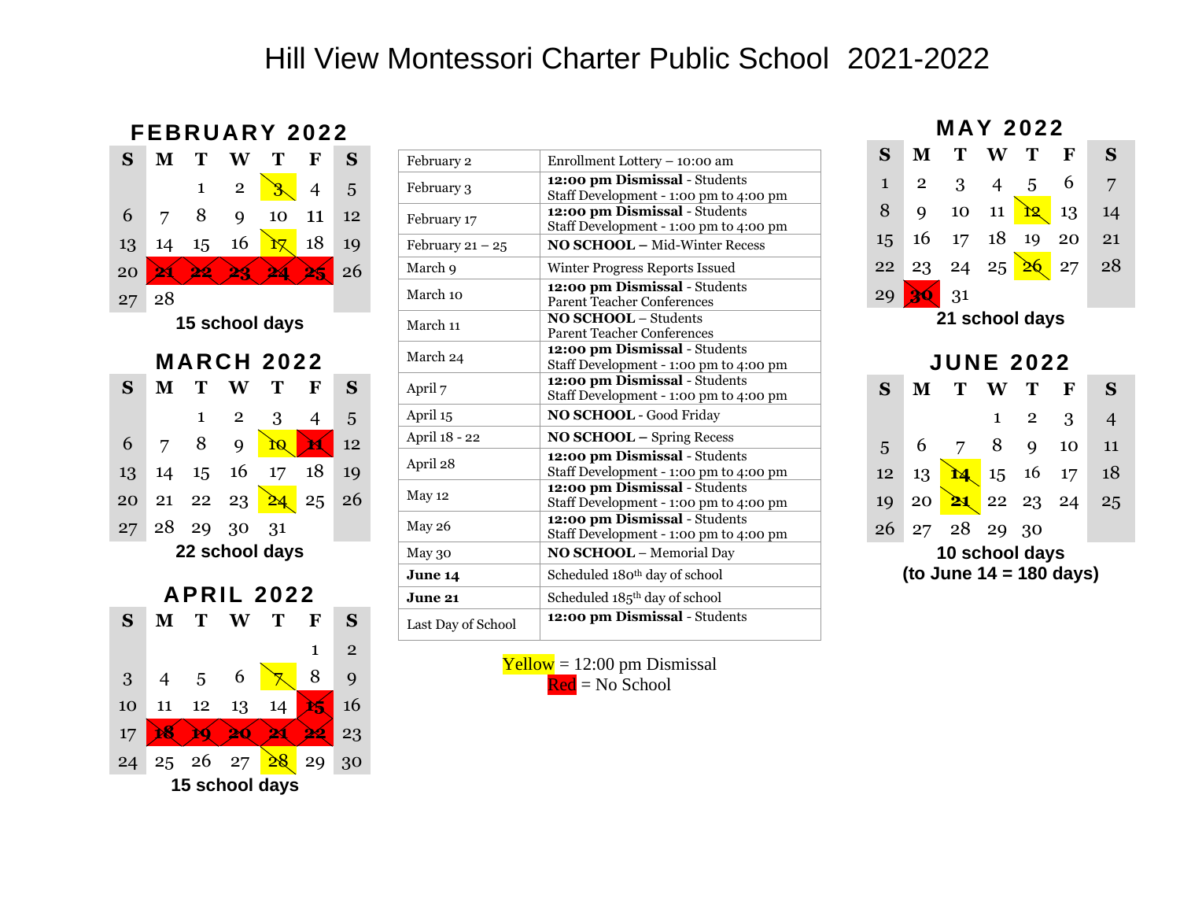# Hill View Montessori Charter Public School 2021-2022

## FEBRUARY 2022

| S | M | T | W | T | F | S |
|---|---|---|---|---|---|---|
| | | 1 | 2 | 3 | 4 | 5 |
| 6 | 7 | 8 | 9 | 10 | 11 | 12 |
| 13 | 14 | 15 | 16 | 17 | 18 | 19 |
| 20 | 21 | 22 | 23 | 24 | 25 | 26 |
| 27 | 28 | | | | | |

15 school days

## MARCH 2022

| S | M | T | W | T | F | S |
|---|---|---|---|---|---|---|
| | | 1 | 2 | 3 | 4 | 5 |
| 6 | 7 | 8 | 9 | 10 | 11 | 12 |
| 13 | 14 | 15 | 16 | 17 | 18 | 19 |
| 20 | 21 | 22 | 23 | 24 | 25 | 26 |
| 27 | 28 | 29 | 30 | 31 | | |

22 school days

## APRIL 2022

| S | M | T | W | T | F | S |
|---|---|---|---|---|---|---|
| | | | | | 1 | 2 |
| 3 | 4 | 5 | 6 | 7 | 8 | 9 |
| 10 | 11 | 12 | 13 | 14 | 15 | 16 |
| 17 | 18 | 19 | 20 | 21 | 22 | 23 |
| 24 | 25 | 26 | 27 | 28 | 29 | 30 |

15 school days

| | |
|---|---|
| February 2 | Enrollment Lottery – 10:00 am |
| February 3 | **12:00 pm Dismissal** - Students<br>Staff Development - 1:00 pm to 4:00 pm |
| February 17 | **12:00 pm Dismissal** - Students<br>Staff Development - 1:00 pm to 4:00 pm |
| February 21 – 25 | **NO SCHOOL** – Mid-Winter Recess |
| March 9 | Winter Progress Reports Issued |
| March 10 | **12:00 pm Dismissal** - Students<br>Parent Teacher Conferences |
| March 11 | **NO SCHOOL** – Students<br>Parent Teacher Conferences |
| March 24 | **12:00 pm Dismissal** - Students<br>Staff Development - 1:00 pm to 4:00 pm |
| April 7 | **12:00 pm Dismissal** - Students<br>Staff Development - 1:00 pm to 4:00 pm |
| April 15 | **NO SCHOOL** - Good Friday |
| April 18 - 22 | **NO SCHOOL** – Spring Recess |
| April 28 | **12:00 pm Dismissal** - Students<br>Staff Development - 1:00 pm to 4:00 pm |
| May 12 | **12:00 pm Dismissal** - Students<br>Staff Development - 1:00 pm to 4:00 pm |
| May 26 | **12:00 pm Dismissal** - Students<br>Staff Development - 1:00 pm to 4:00 pm |
| May 30 | **NO SCHOOL** – Memorial Day |
| **June 14** | Scheduled 180th day of school |
| **June 21** | Scheduled 185th day of school |
| Last Day of School | **12:00 pm Dismissal** - Students |

Yellow = 12:00 pm Dismissal
Red = No School

## MAY 2022

| S | M | T | W | T | F | S |
|---|---|---|---|---|---|---|
| 1 | 2 | 3 | 4 | 5 | 6 | 7 |
| 8 | 9 | 10 | 11 | 12 | 13 | 14 |
| 15 | 16 | 17 | 18 | 19 | 20 | 21 |
| 22 | 23 | 24 | 25 | 26 | 27 | 28 |
| 29 | 30 | 31 | | | | |

21 school days

## JUNE 2022

| S | M | T | W | T | F | S |
|---|---|---|---|---|---|---|
| | | | 1 | 2 | 3 | 4 |
| 5 | 6 | 7 | 8 | 9 | 10 | 11 |
| 12 | 13 | 14 | 15 | 16 | 17 | 18 |
| 19 | 20 | 21 | 22 | 23 | 24 | 25 |
| 26 | 27 | 28 | 29 | 30 | | |

10 school days
(to June 14 = 180 days)